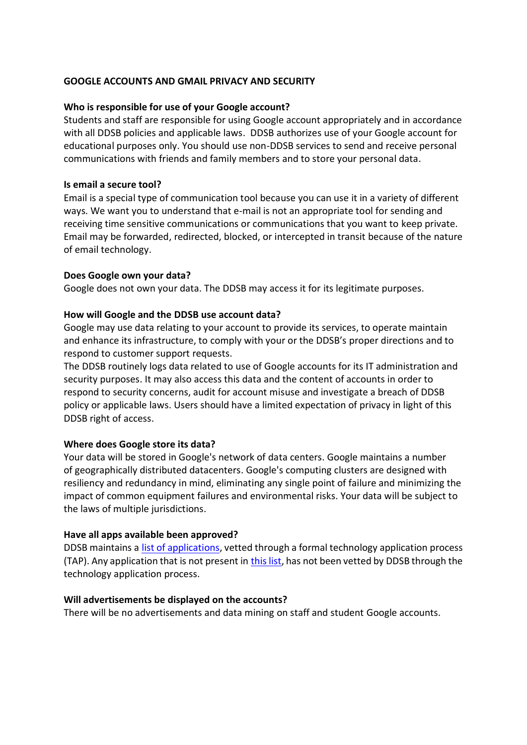# GOOGLE ACCOUNTS AND GMAIL PRIVACY AND SECURITY

**Who is responsible for use of your Google account?**

Students and staff are responsible for using Google account appropriately and in accordance with all DDSB policies and applicable laws. DDSB authorizes use of your Google account for educational purposes only. You should use non-DDSB services to send and receive personal communications with friends and family members and to store your personal data.

**Is email a secure tool?**

Email is a special type of communication tool because you can use it in a variety of different ways. We want you to understand that e-mail is not an appropriate tool for sending and receiving time sensitive communications or communications that you want to keep private. Email may be forwarded, redirected, blocked, or intercepted in transit because of the nature of email technology.

**Does Google own your data?**

Google does not own your data. The DDSB may access it for its legitimate purposes.

**How will Google and the DDSB use account data?**

Google may use data relating to your account to provide its services, to operate maintain and enhance its infrastructure, to comply with your or the DDSB's proper directions and to respond to customer support requests.

The DDSB routinely logs data related to use of Google accounts for its IT administration and security purposes. It may also access this data and the content of accounts in order to respond to security concerns, audit for account misuse and investigate a breach of DDSB policy or applicable laws. Users should have a limited expectation of privacy in light of this DDSB right of access.

**Where does Google store its data?**

Your data will be stored in Google's network of data centers. Google maintains a number of geographically distributed datacenters. Google's computing clusters are designed with resiliency and redundancy in mind, eliminating any single point of failure and minimizing the impact of common equipment failures and environmental risks. Your data will be subject to the laws of multiple jurisdictions.

**Have all apps available been approved?**

DDSB maintains a list of applications, vetted through a formal technology application process (TAP). Any application that is not present in this list, has not been vetted by DDSB through the technology application process.

**Will advertisements be displayed on the accounts?**

There will be no advertisements and data mining on staff and student Google accounts.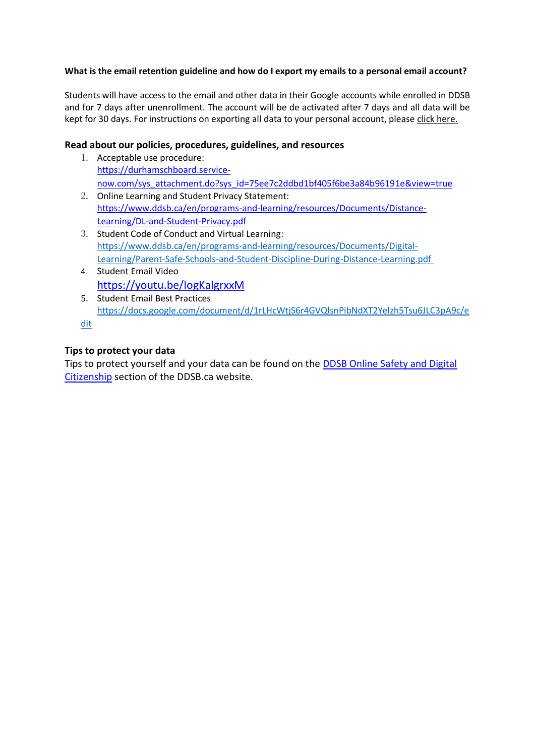**What is the email retention guideline and how do I export my emails to a personal email account?**

Students will have access to the email and other data in their Google accounts while enrolled in DDSB and for 7 days after unenrollment. The account will be de activated after 7 days and all data will be kept for 30 days. For instructions on exporting all data to your personal account, please click here.

### Read about our policies, procedures, guidelines, and resources

1. Acceptable use procedure:
   https://durhamschboard.service-now.com/sys_attachment.do?sys_id=75ee7c2ddbd1bf405f6be3a84b96191e&view=true
2. Online Learning and Student Privacy Statement:
   https://www.ddsb.ca/en/programs-and-learning/resources/Documents/Distance-Learning/DL-and-Student-Privacy.pdf
3. Student Code of Conduct and Virtual Learning:
   https://www.ddsb.ca/en/programs-and-learning/resources/Documents/Digital-Learning/Parent-Safe-Schools-and-Student-Discipline-During-Distance-Learning.pdf
4. Student Email Video
   https://youtu.be/logKalgrxxM
5. Student Email Best Practices
   https://docs.google.com/document/d/1rLHcWtjS6r4GVQlsnPibNdXT2Yelzh5Tsu6JLC3pA9c/edit

### Tips to protect your data

Tips to protect yourself and your data can be found on the DDSB Online Safety and Digital Citizenship section of the DDSB.ca website.